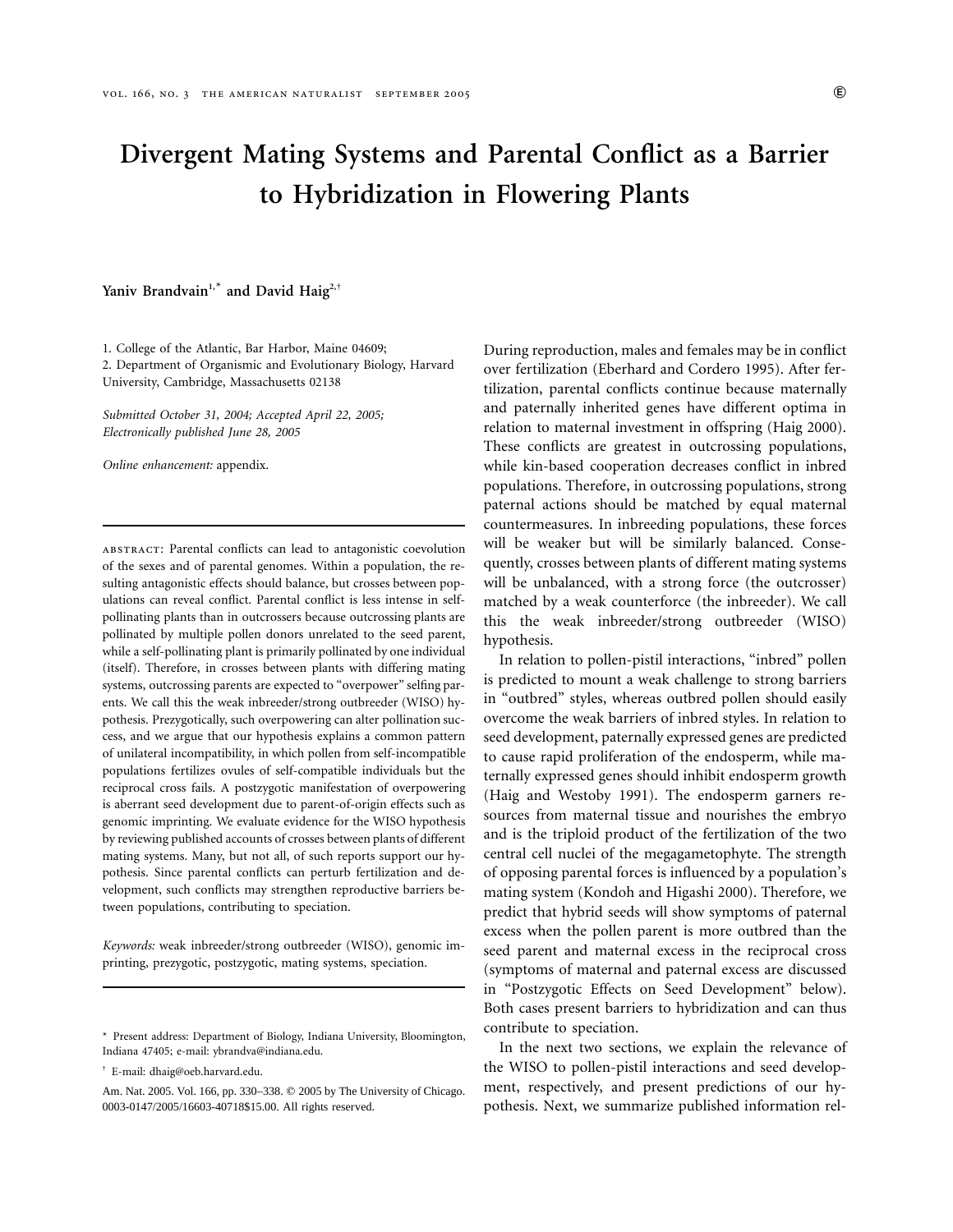# Divergent Mating Systems and Parental Conflict as a Barrier to Hybridization in Flowering Plants

**Yaniv Brandvain**[1,*] **and David Haig**[2,†]

1. College of the Atlantic, Bar Harbor, Maine 04609;
2. Department of Organismic and Evolutionary Biology, Harvard University, Cambridge, Massachusetts 02138

*Submitted October 31, 2004; Accepted April 22, 2005; Electronically published June 28, 2005*

*Online enhancement:* appendix.

ABSTRACT: Parental conflicts can lead to antagonistic coevolution of the sexes and of parental genomes. Within a population, the resulting antagonistic effects should balance, but crosses between populations can reveal conflict. Parental conflict is less intense in self-pollinating plants than in outcrossers because outcrossing plants are pollinated by multiple pollen donors unrelated to the seed parent, while a self-pollinating plant is primarily pollinated by one individual (itself). Therefore, in crosses between plants with differing mating systems, outcrossing parents are expected to "overpower" selfing parents. We call this the weak inbreeder/strong outbreeder (WISO) hypothesis. Prezygotically, such overpowering can alter pollination success, and we argue that our hypothesis explains a common pattern of unilateral incompatibility, in which pollen from self-incompatible populations fertilizes ovules of self-compatible individuals but the reciprocal cross fails. A postzygotic manifestation of overpowering is aberrant seed development due to parent-of-origin effects such as genomic imprinting. We evaluate evidence for the WISO hypothesis by reviewing published accounts of crosses between plants of different mating systems. Many, but not all, of such reports support our hypothesis. Since parental conflicts can perturb fertilization and development, such conflicts may strengthen reproductive barriers between populations, contributing to speciation.

*Keywords:* weak inbreeder/strong outbreeder (WISO), genomic imprinting, prezygotic, postzygotic, mating systems, speciation.

During reproduction, males and females may be in conflict over fertilization (Eberhard and Cordero 1995). After fertilization, parental conflicts continue because maternally and paternally inherited genes have different optima in relation to maternal investment in offspring (Haig 2000). These conflicts are greatest in outcrossing populations, while kin-based cooperation decreases conflict in inbred populations. Therefore, in outcrossing populations, strong paternal actions should be matched by equal maternal countermeasures. In inbreeding populations, these forces will be weaker but will be similarly balanced. Consequently, crosses between plants of different mating systems will be unbalanced, with a strong force (the outcrosser) matched by a weak counterforce (the inbreeder). We call this the weak inbreeder/strong outbreeder (WISO) hypothesis.

In relation to pollen-pistil interactions, "inbred" pollen is predicted to mount a weak challenge to strong barriers in "outbred" styles, whereas outbred pollen should easily overcome the weak barriers of inbred styles. In relation to seed development, paternally expressed genes are predicted to cause rapid proliferation of the endosperm, while maternally expressed genes should inhibit endosperm growth (Haig and Westoby 1991). The endosperm garners resources from maternal tissue and nourishes the embryo and is the triploid product of the fertilization of the two central cell nuclei of the megagametophyte. The strength of opposing parental forces is influenced by a population's mating system (Kondoh and Higashi 2000). Therefore, we predict that hybrid seeds will show symptoms of paternal excess when the pollen parent is more outbred than the seed parent and maternal excess in the reciprocal cross (symptoms of maternal and paternal excess are discussed in "Postzygotic Effects on Seed Development" below). Both cases present barriers to hybridization and can thus contribute to speciation.

In the next two sections, we explain the relevance of the WISO to pollen-pistil interactions and seed development, respectively, and present predictions of our hypothesis. Next, we summarize published information rel-

\* Present address: Department of Biology, Indiana University, Bloomington, Indiana 47405; e-mail: ybrandva@indiana.edu.

† E-mail: dhaig@oeb.harvard.edu.

Am. Nat. 2005. Vol. 166, pp. 330–338. © 2005 by The University of Chicago. 0003-0147/2005/16603-40718$15.00. All rights reserved.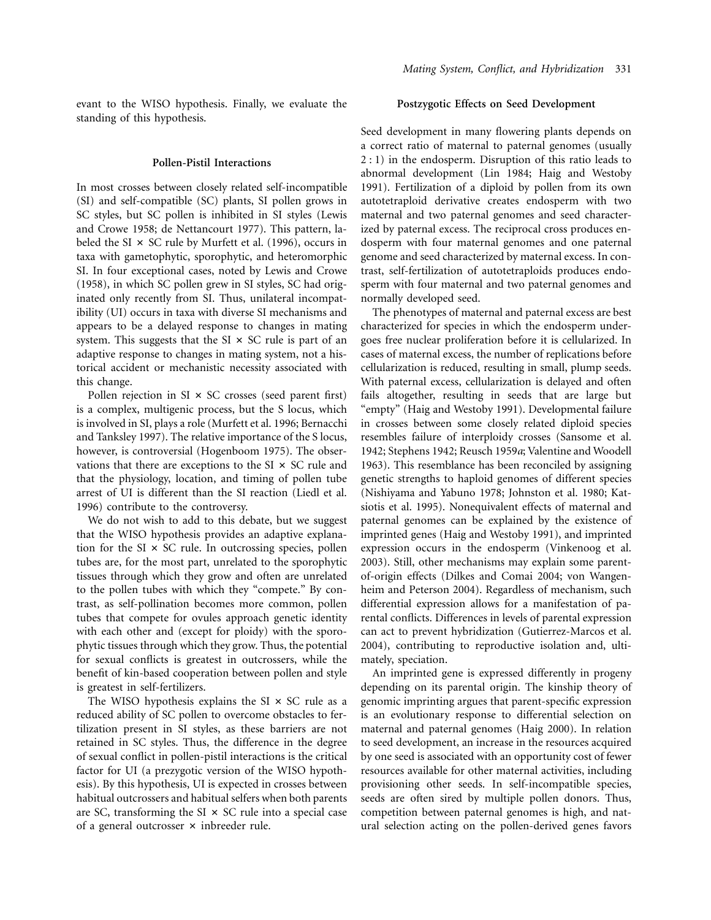evant to the WISO hypothesis. Finally, we evaluate the standing of this hypothesis.

## Pollen-Pistil Interactions

In most crosses between closely related self-incompatible (SI) and self-compatible (SC) plants, SI pollen grows in SC styles, but SC pollen is inhibited in SI styles (Lewis and Crowe 1958; de Nettancourt 1977). This pattern, labeled the SI × SC rule by Murfett et al. (1996), occurs in taxa with gametophytic, sporophytic, and heteromorphic SI. In four exceptional cases, noted by Lewis and Crowe (1958), in which SC pollen grew in SI styles, SC had originated only recently from SI. Thus, unilateral incompatibility (UI) occurs in taxa with diverse SI mechanisms and appears to be a delayed response to changes in mating system. This suggests that the SI × SC rule is part of an adaptive response to changes in mating system, not a historical accident or mechanistic necessity associated with this change.

Pollen rejection in SI × SC crosses (seed parent first) is a complex, multigenic process, but the S locus, which is involved in SI, plays a role (Murfett et al. 1996; Bernacchi and Tanksley 1997). The relative importance of the S locus, however, is controversial (Hogenboom 1975). The observations that there are exceptions to the SI × SC rule and that the physiology, location, and timing of pollen tube arrest of UI is different than the SI reaction (Liedl et al. 1996) contribute to the controversy.

We do not wish to add to this debate, but we suggest that the WISO hypothesis provides an adaptive explanation for the SI × SC rule. In outcrossing species, pollen tubes are, for the most part, unrelated to the sporophytic tissues through which they grow and often are unrelated to the pollen tubes with which they "compete." By contrast, as self-pollination becomes more common, pollen tubes that compete for ovules approach genetic identity with each other and (except for ploidy) with the sporophytic tissues through which they grow. Thus, the potential for sexual conflicts is greatest in outcrossers, while the benefit of kin-based cooperation between pollen and style is greatest in self-fertilizers.

The WISO hypothesis explains the SI × SC rule as a reduced ability of SC pollen to overcome obstacles to fertilization present in SI styles, as these barriers are not retained in SC styles. Thus, the difference in the degree of sexual conflict in pollen-pistil interactions is the critical factor for UI (a prezygotic version of the WISO hypothesis). By this hypothesis, UI is expected in crosses between habitual outcrossers and habitual selfers when both parents are SC, transforming the SI × SC rule into a special case of a general outcrosser × inbreeder rule.

## Postzygotic Effects on Seed Development

Seed development in many flowering plants depends on a correct ratio of maternal to paternal genomes (usually 2 : 1) in the endosperm. Disruption of this ratio leads to abnormal development (Lin 1984; Haig and Westoby 1991). Fertilization of a diploid by pollen from its own autotetraploid derivative creates endosperm with two maternal and two paternal genomes and seed characterized by paternal excess. The reciprocal cross produces endosperm with four maternal genomes and one paternal genome and seed characterized by maternal excess. In contrast, self-fertilization of autotetraploids produces endosperm with four maternal and two paternal genomes and normally developed seed.

The phenotypes of maternal and paternal excess are best characterized for species in which the endosperm undergoes free nuclear proliferation before it is cellularized. In cases of maternal excess, the number of replications before cellularization is reduced, resulting in small, plump seeds. With paternal excess, cellularization is delayed and often fails altogether, resulting in seeds that are large but "empty" (Haig and Westoby 1991). Developmental failure in crosses between some closely related diploid species resembles failure of interploidy crosses (Sansome et al. 1942; Stephens 1942; Reusch 1959*a*; Valentine and Woodell 1963). This resemblance has been reconciled by assigning genetic strengths to haploid genomes of different species (Nishiyama and Yabuno 1978; Johnston et al. 1980; Katsiotis et al. 1995). Nonequivalent effects of maternal and paternal genomes can be explained by the existence of imprinted genes (Haig and Westoby 1991), and imprinted expression occurs in the endosperm (Vinkenoog et al. 2003). Still, other mechanisms may explain some parent-of-origin effects (Dilkes and Comai 2004; von Wangenheim and Peterson 2004). Regardless of mechanism, such differential expression allows for a manifestation of parental conflicts. Differences in levels of parental expression can act to prevent hybridization (Gutierrez-Marcos et al. 2004), contributing to reproductive isolation and, ultimately, speciation.

An imprinted gene is expressed differently in progeny depending on its parental origin. The kinship theory of genomic imprinting argues that parent-specific expression is an evolutionary response to differential selection on maternal and paternal genomes (Haig 2000). In relation to seed development, an increase in the resources acquired by one seed is associated with an opportunity cost of fewer resources available for other maternal activities, including provisioning other seeds. In self-incompatible species, seeds are often sired by multiple pollen donors. Thus, competition between paternal genomes is high, and natural selection acting on the pollen-derived genes favors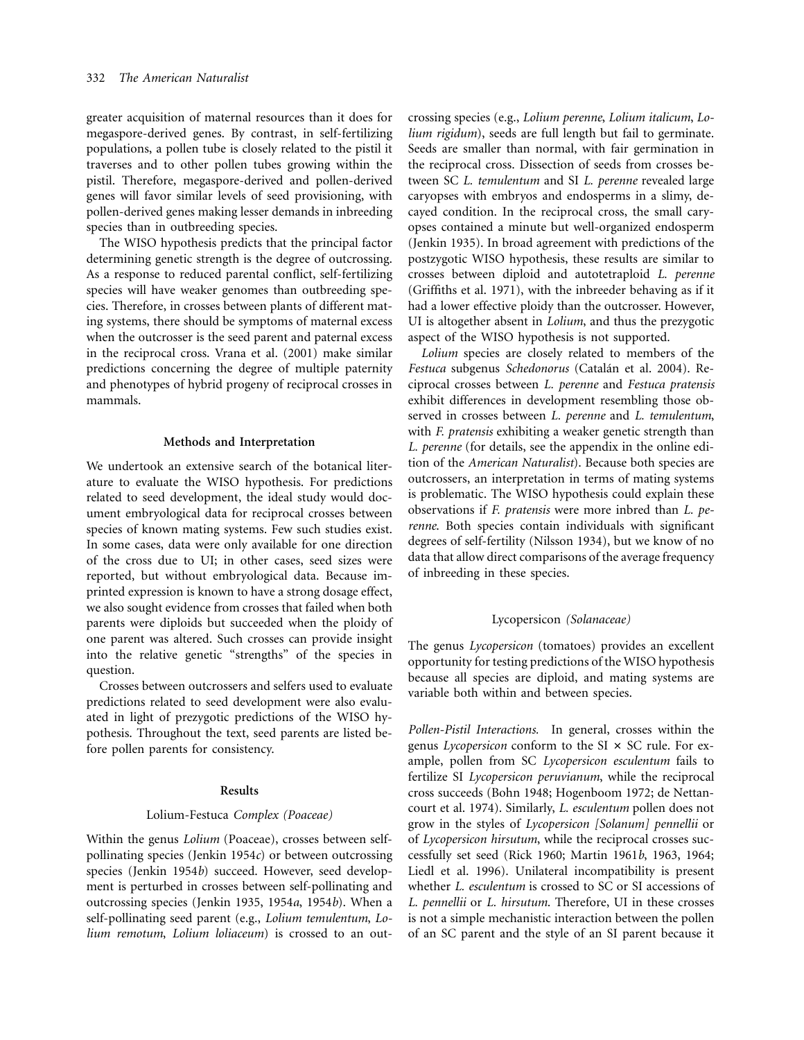greater acquisition of maternal resources than it does for megaspore-derived genes. By contrast, in self-fertilizing populations, a pollen tube is closely related to the pistil it traverses and to other pollen tubes growing within the pistil. Therefore, megaspore-derived and pollen-derived genes will favor similar levels of seed provisioning, with pollen-derived genes making lesser demands in inbreeding species than in outbreeding species.

The WISO hypothesis predicts that the principal factor determining genetic strength is the degree of outcrossing. As a response to reduced parental conflict, self-fertilizing species will have weaker genomes than outbreeding species. Therefore, in crosses between plants of different mating systems, there should be symptoms of maternal excess when the outcrosser is the seed parent and paternal excess in the reciprocal cross. Vrana et al. (2001) make similar predictions concerning the degree of multiple paternity and phenotypes of hybrid progeny of reciprocal crosses in mammals.

## Methods and Interpretation

We undertook an extensive search of the botanical literature to evaluate the WISO hypothesis. For predictions related to seed development, the ideal study would document embryological data for reciprocal crosses between species of known mating systems. Few such studies exist. In some cases, data were only available for one direction of the cross due to UI; in other cases, seed sizes were reported, but without embryological data. Because imprinted expression is known to have a strong dosage effect, we also sought evidence from crosses that failed when both parents were diploids but succeeded when the ploidy of one parent was altered. Such crosses can provide insight into the relative genetic "strengths" of the species in question.

Crosses between outcrossers and selfers used to evaluate predictions related to seed development were also evaluated in light of prezygotic predictions of the WISO hypothesis. Throughout the text, seed parents are listed before pollen parents for consistency.

## Results

### Lolium-Festuca *Complex (Poaceae)*

Within the genus *Lolium* (Poaceae), crosses between self-pollinating species (Jenkin 1954*c*) or between outcrossing species (Jenkin 1954*b*) succeed. However, seed development is perturbed in crosses between self-pollinating and outcrossing species (Jenkin 1935, 1954*a*, 1954*b*). When a self-pollinating seed parent (e.g., *Lolium temulentum*, *Lolium remotum*, *Lolium loliaceum*) is crossed to an outcrossing species (e.g., *Lolium perenne*, *Lolium italicum*, *Lolium rigidum*), seeds are full length but fail to germinate. Seeds are smaller than normal, with fair germination in the reciprocal cross. Dissection of seeds from crosses between SC *L. temulentum* and SI *L. perenne* revealed large caryopses with embryos and endosperms in a slimy, decayed condition. In the reciprocal cross, the small caryopses contained a minute but well-organized endosperm (Jenkin 1935). In broad agreement with predictions of the postzygotic WISO hypothesis, these results are similar to crosses between diploid and autotetraploid *L. perenne* (Griffiths et al. 1971), with the inbreeder behaving as if it had a lower effective ploidy than the outcrosser. However, UI is altogether absent in *Lolium*, and thus the prezygotic aspect of the WISO hypothesis is not supported.

*Lolium* species are closely related to members of the *Festuca* subgenus *Schedonorus* (Catalán et al. 2004). Reciprocal crosses between *L. perenne* and *Festuca pratensis* exhibit differences in development resembling those observed in crosses between *L. perenne* and *L. temulentum*, with *F. pratensis* exhibiting a weaker genetic strength than *L. perenne* (for details, see the appendix in the online edition of the *American Naturalist*). Because both species are outcrossers, an interpretation in terms of mating systems is problematic. The WISO hypothesis could explain these observations if *F. pratensis* were more inbred than *L. perenne*. Both species contain individuals with significant degrees of self-fertility (Nilsson 1934), but we know of no data that allow direct comparisons of the average frequency of inbreeding in these species.

### Lycopersicon *(Solanaceae)*

The genus *Lycopersicon* (tomatoes) provides an excellent opportunity for testing predictions of the WISO hypothesis because all species are diploid, and mating systems are variable both within and between species.

*Pollen-Pistil Interactions.* In general, crosses within the genus *Lycopersicon* conform to the SI × SC rule. For example, pollen from SC *Lycopersicon esculentum* fails to fertilize SI *Lycopersicon peruvianum*, while the reciprocal cross succeeds (Bohn 1948; Hogenboom 1972; de Nettancourt et al. 1974). Similarly, *L. esculentum* pollen does not grow in the styles of *Lycopersicon [Solanum] pennellii* or of *Lycopersicon hirsutum*, while the reciprocal crosses successfully set seed (Rick 1960; Martin 1961*b*, 1963, 1964; Liedl et al. 1996). Unilateral incompatibility is present whether *L. esculentum* is crossed to SC or SI accessions of *L. pennellii* or *L. hirsutum*. Therefore, UI in these crosses is not a simple mechanistic interaction between the pollen of an SC parent and the style of an SI parent because it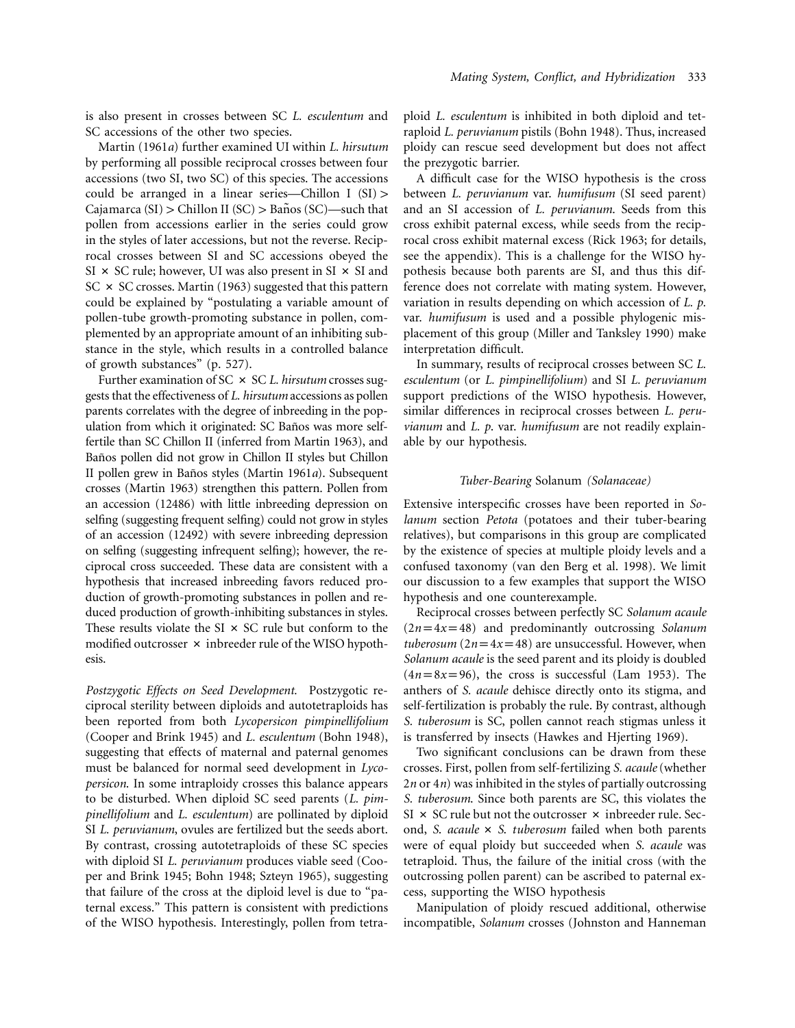is also present in crosses between SC *L. esculentum* and SC accessions of the other two species.

Martin (1961*a*) further examined UI within *L. hirsutum* by performing all possible reciprocal crosses between four accessions (two SI, two SC) of this species. The accessions could be arranged in a linear series—Chillon I (SI) > Cajamarca (SI) > Chillon II (SC) > Baños (SC)—such that pollen from accessions earlier in the series could grow in the styles of later accessions, but not the reverse. Reciprocal crosses between SI and SC accessions obeyed the SI × SC rule; however, UI was also present in SI × SI and SC × SC crosses. Martin (1963) suggested that this pattern could be explained by "postulating a variable amount of pollen-tube growth-promoting substance in pollen, complemented by an appropriate amount of an inhibiting substance in the style, which results in a controlled balance of growth substances" (p. 527).

Further examination of SC × SC *L. hirsutum* crosses suggests that the effectiveness of *L. hirsutum* accessions as pollen parents correlates with the degree of inbreeding in the population from which it originated: SC Baños was more self-fertile than SC Chillon II (inferred from Martin 1963), and Baños pollen did not grow in Chillon II styles but Chillon II pollen grew in Baños styles (Martin 1961*a*). Subsequent crosses (Martin 1963) strengthen this pattern. Pollen from an accession (12486) with little inbreeding depression on selfing (suggesting frequent selfing) could not grow in styles of an accession (12492) with severe inbreeding depression on selfing (suggesting infrequent selfing); however, the reciprocal cross succeeded. These data are consistent with a hypothesis that increased inbreeding favors reduced production of growth-promoting substances in pollen and reduced production of growth-inhibiting substances in styles. These results violate the SI × SC rule but conform to the modified outcrosser × inbreeder rule of the WISO hypothesis.

*Postzygotic Effects on Seed Development.* Postzygotic reciprocal sterility between diploids and autotetraploids has been reported from both *Lycopersicon pimpinellifolium* (Cooper and Brink 1945) and *L. esculentum* (Bohn 1948), suggesting that effects of maternal and paternal genomes must be balanced for normal seed development in *Lycopersicon.* In some intraploidy crosses this balance appears to be disturbed. When diploid SC seed parents (*L. pimpinellifolium* and *L. esculentum*) are pollinated by diploid SI *L. peruvianum*, ovules are fertilized but the seeds abort. By contrast, crossing autotetraploids of these SC species with diploid SI *L. peruvianum* produces viable seed (Cooper and Brink 1945; Bohn 1948; Szteyn 1965), suggesting that failure of the cross at the diploid level is due to "paternal excess." This pattern is consistent with predictions of the WISO hypothesis. Interestingly, pollen from tetraploid *L. esculentum* is inhibited in both diploid and tetraploid *L. peruvianum* pistils (Bohn 1948). Thus, increased ploidy can rescue seed development but does not affect the prezygotic barrier.

A difficult case for the WISO hypothesis is the cross between *L. peruvianum* var. *humifusum* (SI seed parent) and an SI accession of *L. peruvianum.* Seeds from this cross exhibit paternal excess, while seeds from the reciprocal cross exhibit maternal excess (Rick 1963; for details, see the appendix). This is a challenge for the WISO hypothesis because both parents are SI, and thus this difference does not correlate with mating system. However, variation in results depending on which accession of *L. p.* var. *humifusum* is used and a possible phylogenic misplacement of this group (Miller and Tanksley 1990) make interpretation difficult.

In summary, results of reciprocal crosses between SC *L. esculentum* (or *L. pimpinellifolium*) and SI *L. peruvianum* support predictions of the WISO hypothesis. However, similar differences in reciprocal crosses between *L. peruvianum* and *L. p.* var. *humifusum* are not readily explainable by our hypothesis.

### *Tuber-Bearing* Solanum *(Solanaceae)*

Extensive interspecific crosses have been reported in *Solanum* section *Petota* (potatoes and their tuber-bearing relatives), but comparisons in this group are complicated by the existence of species at multiple ploidy levels and a confused taxonomy (van den Berg et al. 1998). We limit our discussion to a few examples that support the WISO hypothesis and one counterexample.

Reciprocal crosses between perfectly SC *Solanum acaule* ($2n=4x=48$) and predominantly outcrossing *Solanum tuberosum* ($2n=4x=48$) are unsuccessful. However, when *Solanum acaule* is the seed parent and its ploidy is doubled ($4n=8x=96$), the cross is successful (Lam 1953). The anthers of *S. acaule* dehisce directly onto its stigma, and self-fertilization is probably the rule. By contrast, although *S. tuberosum* is SC, pollen cannot reach stigmas unless it is transferred by insects (Hawkes and Hjerting 1969).

Two significant conclusions can be drawn from these crosses. First, pollen from self-fertilizing *S. acaule* (whether $2n$ or $4n$) was inhibited in the styles of partially outcrossing *S. tuberosum.* Since both parents are SC, this violates the SI × SC rule but not the outcrosser × inbreeder rule. Second, *S. acaule* × *S. tuberosum* failed when both parents were of equal ploidy but succeeded when *S. acaule* was tetraploid. Thus, the failure of the initial cross (with the outcrossing pollen parent) can be ascribed to paternal excess, supporting the WISO hypothesis

Manipulation of ploidy rescued additional, otherwise incompatible, *Solanum* crosses (Johnston and Hanneman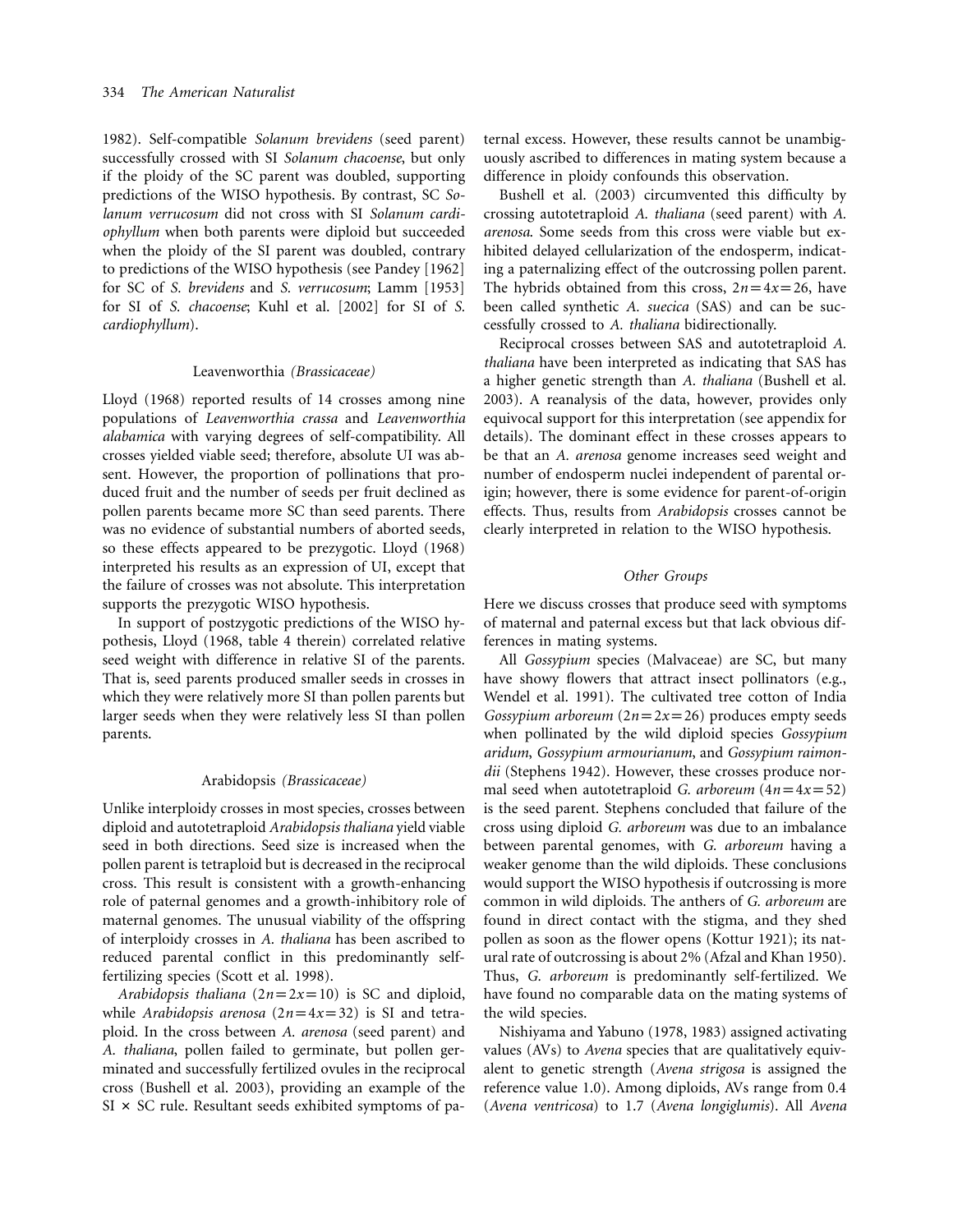1982). Self-compatible *Solanum brevidens* (seed parent) successfully crossed with SI *Solanum chacoense*, but only if the ploidy of the SC parent was doubled, supporting predictions of the WISO hypothesis. By contrast, SC *Solanum verrucosum* did not cross with SI *Solanum cardiophyllum* when both parents were diploid but succeeded when the ploidy of the SI parent was doubled, contrary to predictions of the WISO hypothesis (see Pandey [1962] for SC of *S. brevidens* and *S. verrucosum*; Lamm [1953] for SI of *S. chacoense*; Kuhl et al. [2002] for SI of *S. cardiophyllum*).

### Leavenworthia *(Brassicaceae)*

Lloyd (1968) reported results of 14 crosses among nine populations of *Leavenworthia crassa* and *Leavenworthia alabamica* with varying degrees of self-compatibility. All crosses yielded viable seed; therefore, absolute UI was absent. However, the proportion of pollinations that produced fruit and the number of seeds per fruit declined as pollen parents became more SC than seed parents. There was no evidence of substantial numbers of aborted seeds, so these effects appeared to be prezygotic. Lloyd (1968) interpreted his results as an expression of UI, except that the failure of crosses was not absolute. This interpretation supports the prezygotic WISO hypothesis.

In support of postzygotic predictions of the WISO hypothesis, Lloyd (1968, table 4 therein) correlated relative seed weight with difference in relative SI of the parents. That is, seed parents produced smaller seeds in crosses in which they were relatively more SI than pollen parents but larger seeds when they were relatively less SI than pollen parents.

### Arabidopsis *(Brassicaceae)*

Unlike interploidy crosses in most species, crosses between diploid and autotetraploid *Arabidopsis thaliana* yield viable seed in both directions. Seed size is increased when the pollen parent is tetraploid but is decreased in the reciprocal cross. This result is consistent with a growth-enhancing role of paternal genomes and a growth-inhibitory role of maternal genomes. The unusual viability of the offspring of interploidy crosses in *A. thaliana* has been ascribed to reduced parental conflict in this predominantly self-fertilizing species (Scott et al. 1998).

*Arabidopsis thaliana* ($2n=2x=10$) is SC and diploid, while *Arabidopsis arenosa* ($2n=4x=32$) is SI and tetraploid. In the cross between *A. arenosa* (seed parent) and *A. thaliana*, pollen failed to germinate, but pollen germinated and successfully fertilized ovules in the reciprocal cross (Bushell et al. 2003), providing an example of the SI × SC rule. Resultant seeds exhibited symptoms of paternal excess. However, these results cannot be unambiguously ascribed to differences in mating system because a difference in ploidy confounds this observation.

Bushell et al. (2003) circumvented this difficulty by crossing autotetraploid *A. thaliana* (seed parent) with *A. arenosa*. Some seeds from this cross were viable but exhibited delayed cellularization of the endosperm, indicating a paternalizing effect of the outcrossing pollen parent. The hybrids obtained from this cross, $2n=4x=26$, have been called synthetic *A. suecica* (SAS) and can be successfully crossed to *A. thaliana* bidirectionally.

Reciprocal crosses between SAS and autotetraploid *A. thaliana* have been interpreted as indicating that SAS has a higher genetic strength than *A. thaliana* (Bushell et al. 2003). A reanalysis of the data, however, provides only equivocal support for this interpretation (see appendix for details). The dominant effect in these crosses appears to be that an *A. arenosa* genome increases seed weight and number of endosperm nuclei independent of parental origin; however, there is some evidence for parent-of-origin effects. Thus, results from *Arabidopsis* crosses cannot be clearly interpreted in relation to the WISO hypothesis.

### *Other Groups*

Here we discuss crosses that produce seed with symptoms of maternal and paternal excess but that lack obvious differences in mating systems.

All *Gossypium* species (Malvaceae) are SC, but many have showy flowers that attract insect pollinators (e.g., Wendel et al. 1991). The cultivated tree cotton of India *Gossypium arboreum* ($2n=2x=26$) produces empty seeds when pollinated by the wild diploid species *Gossypium aridum*, *Gossypium armourianum*, and *Gossypium raimondii* (Stephens 1942). However, these crosses produce normal seed when autotetraploid *G. arboreum* ($4n=4x=52$) is the seed parent. Stephens concluded that failure of the cross using diploid *G. arboreum* was due to an imbalance between parental genomes, with *G. arboreum* having a weaker genome than the wild diploids. These conclusions would support the WISO hypothesis if outcrossing is more common in wild diploids. The anthers of *G. arboreum* are found in direct contact with the stigma, and they shed pollen as soon as the flower opens (Kottur 1921); its natural rate of outcrossing is about 2% (Afzal and Khan 1950). Thus, *G. arboreum* is predominantly self-fertilized. We have found no comparable data on the mating systems of the wild species.

Nishiyama and Yabuno (1978, 1983) assigned activating values (AVs) to *Avena* species that are qualitatively equivalent to genetic strength (*Avena strigosa* is assigned the reference value 1.0). Among diploids, AVs range from 0.4 (*Avena ventricosa*) to 1.7 (*Avena longiglumis*). All *Avena*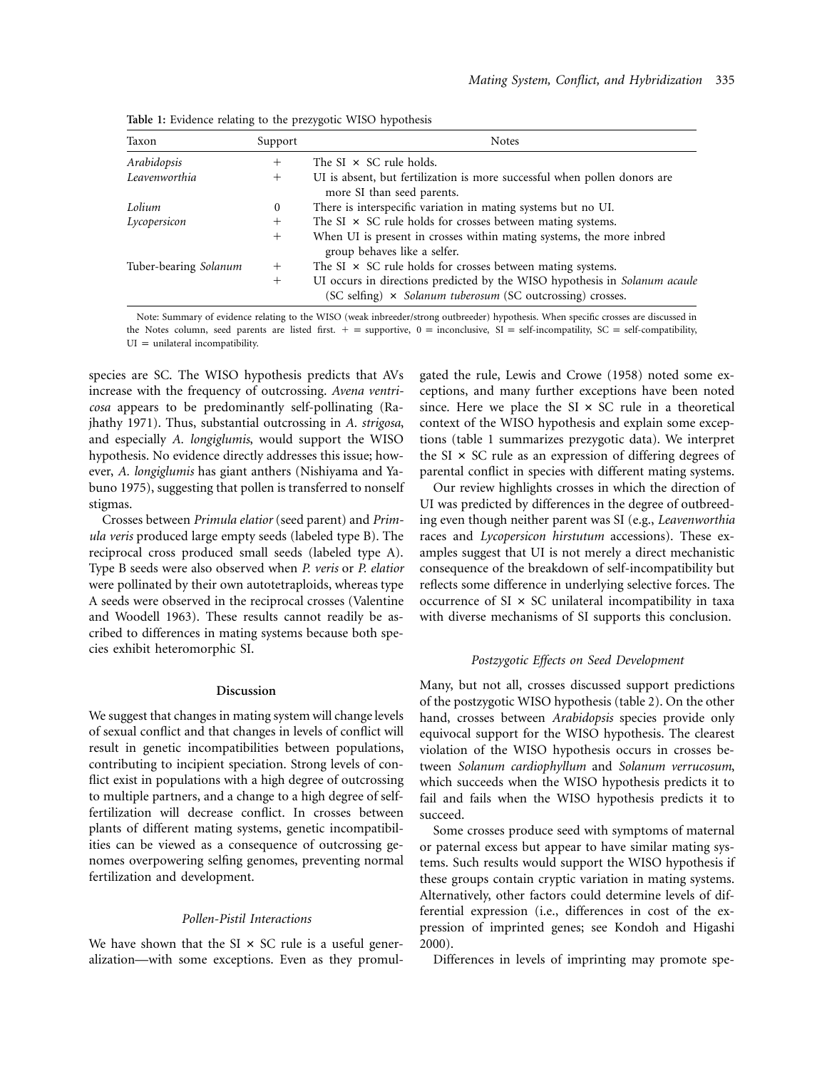**Table 1:** Evidence relating to the prezygotic WISO hypothesis

| Taxon | Support | Notes |
|---|---|---|
| *Arabidopsis* | + | The SI × SC rule holds. |
| *Leavenworthia* | + | UI is absent, but fertilization is more successful when pollen donors are more SI than seed parents. |
| *Lolium* | 0 | There is interspecific variation in mating systems but no UI. |
| *Lycopersicon* | + | The SI × SC rule holds for crosses between mating systems. |
| | + | When UI is present in crosses within mating systems, the more inbred group behaves like a selfer. |
| Tuber-bearing *Solanum* | + | The SI × SC rule holds for crosses between mating systems. |
| | + | UI occurs in directions predicted by the WISO hypothesis in *Solanum acaule* (SC selfing) × *Solanum tuberosum* (SC outcrossing) crosses. |

Note: Summary of evidence relating to the WISO (weak inbreeder/strong outbreeder) hypothesis. When specific crosses are discussed in the Notes column, seed parents are listed first. + = supportive, 0 = inconclusive, SI = self-incompatibility, SC = self-compatibility, UI = unilateral incompatibility.

species are SC. The WISO hypothesis predicts that AVs increase with the frequency of outcrossing. *Avena ventricosa* appears to be predominantly self-pollinating (Rajhathy 1971). Thus, substantial outcrossing in *A. strigosa*, and especially *A. longiglumis*, would support the WISO hypothesis. No evidence directly addresses this issue; however, *A. longiglumis* has giant anthers (Nishiyama and Yabuno 1975), suggesting that pollen is transferred to nonself stigmas.

Crosses between *Primula elatior* (seed parent) and *Primula veris* produced large empty seeds (labeled type B). The reciprocal cross produced small seeds (labeled type A). Type B seeds were also observed when *P. veris* or *P. elatior* were pollinated by their own autotetraploids, whereas type A seeds were observed in the reciprocal crosses (Valentine and Woodell 1963). These results cannot readily be ascribed to differences in mating systems because both species exhibit heteromorphic SI.

## Discussion

We suggest that changes in mating system will change levels of sexual conflict and that changes in levels of conflict will result in genetic incompatibilities between populations, contributing to incipient speciation. Strong levels of conflict exist in populations with a high degree of outcrossing to multiple partners, and a change to a high degree of self-fertilization will decrease conflict. In crosses between plants of different mating systems, genetic incompatibilities can be viewed as a consequence of outcrossing genomes overpowering selfing genomes, preventing normal fertilization and development.

### *Pollen-Pistil Interactions*

We have shown that the SI × SC rule is a useful generalization—with some exceptions. Even as they promulgated the rule, Lewis and Crowe (1958) noted some exceptions, and many further exceptions have been noted since. Here we place the SI × SC rule in a theoretical context of the WISO hypothesis and explain some exceptions (table 1 summarizes prezygotic data). We interpret the SI × SC rule as an expression of differing degrees of parental conflict in species with different mating systems.

Our review highlights crosses in which the direction of UI was predicted by differences in the degree of outbreeding even though neither parent was SI (e.g., *Leavenworthia* races and *Lycopersicon hirstutum* accessions). These examples suggest that UI is not merely a direct mechanistic consequence of the breakdown of self-incompatibility but reflects some difference in underlying selective forces. The occurrence of SI × SC unilateral incompatibility in taxa with diverse mechanisms of SI supports this conclusion.

### *Postzygotic Effects on Seed Development*

Many, but not all, crosses discussed support predictions of the postzygotic WISO hypothesis (table 2). On the other hand, crosses between *Arabidopsis* species provide only equivocal support for the WISO hypothesis. The clearest violation of the WISO hypothesis occurs in crosses between *Solanum cardiophyllum* and *Solanum verrucosum*, which succeeds when the WISO hypothesis predicts it to fail and fails when the WISO hypothesis predicts it to succeed.

Some crosses produce seed with symptoms of maternal or paternal excess but appear to have similar mating systems. Such results would support the WISO hypothesis if these groups contain cryptic variation in mating systems. Alternatively, other factors could determine levels of differential expression (i.e., differences in cost of the expression of imprinted genes; see Kondoh and Higashi 2000).

Differences in levels of imprinting may promote spe-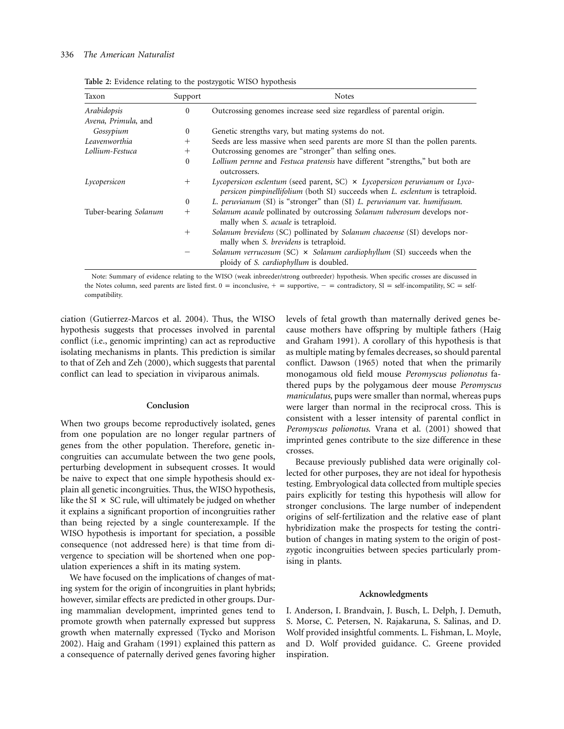**Table 2:** Evidence relating to the postzygotic WISO hypothesis

| Taxon | Support | Notes |
|---|---|---|
| *Arabidopsis* | 0 | Outcrossing genomes increase seed size regardless of parental origin. |
| *Avena*, *Primula*, and *Gossypium* | 0 | Genetic strengths vary, but mating systems do not. |
| *Leavenworthia* | + | Seeds are less massive when seed parents are more SI than the pollen parents. |
| *Lollium-Festuca* | + | Outcrossing genomes are "stronger" than selfing ones. |
| | 0 | *Lollium pernne* and *Festuca pratensis* have different "strengths," but both are outcrossers. |
| *Lycopersicon* | + | *Lycopersicon esclentum* (seed parent, SC) × *Lycopersicon peruvianum* or *Lycopersicon pimpinellifolium* (both SI) succeeds when *L. esclentum* is tetraploid. |
| | 0 | *L. peruvianum* (SI) is "stronger" than (SI) *L. peruvianum* var. *humifusum*. |
| Tuber-bearing *Solanum* | + | *Solanum acaule* pollinated by outcrossing *Solanum tuberosum* develops normally when *S. acuale* is tetraploid. |
| | + | *Solanum brevidens* (SC) pollinated by *Solanum chacoense* (SI) develops normally when *S. brevidens* is tetraploid. |
| | − | *Solanum verrucosum* (SC) × *Solanum cardiophyllum* (SI) succeeds when the ploidy of *S. cardiophyllum* is doubled. |

Note: Summary of evidence relating to the WISO (weak inbreeder/strong outbreeder) hypothesis. When specific crosses are discussed in the Notes column, seed parents are listed first. 0 = inconclusive, + = supportive, − = contradictory, SI = self-incompatility, SC = self-compatibility.

ciation (Gutierrez-Marcos et al. 2004). Thus, the WISO hypothesis suggests that processes involved in parental conflict (i.e., genomic imprinting) can act as reproductive isolating mechanisms in plants. This prediction is similar to that of Zeh and Zeh (2000), which suggests that parental conflict can lead to speciation in viviparous animals.

## Conclusion

When two groups become reproductively isolated, genes from one population are no longer regular partners of genes from the other population. Therefore, genetic incongruities can accumulate between the two gene pools, perturbing development in subsequent crosses. It would be naive to expect that one simple hypothesis should explain all genetic incongruities. Thus, the WISO hypothesis, like the SI × SC rule, will ultimately be judged on whether it explains a significant proportion of incongruities rather than being rejected by a single counterexample. If the WISO hypothesis is important for speciation, a possible consequence (not addressed here) is that time from divergence to speciation will be shortened when one population experiences a shift in its mating system.

We have focused on the implications of changes of mating system for the origin of incongruities in plant hybrids; however, similar effects are predicted in other groups. During mammalian development, imprinted genes tend to promote growth when paternally expressed but suppress growth when maternally expressed (Tycko and Morison 2002). Haig and Graham (1991) explained this pattern as a consequence of paternally derived genes favoring higher levels of fetal growth than maternally derived genes because mothers have offspring by multiple fathers (Haig and Graham 1991). A corollary of this hypothesis is that as multiple mating by females decreases, so should parental conflict. Dawson (1965) noted that when the primarily monogamous old field mouse *Peromyscus polionotus* fathered pups by the polygamous deer mouse *Peromyscus maniculatus*, pups were smaller than normal, whereas pups were larger than normal in the reciprocal cross. This is consistent with a lesser intensity of parental conflict in *Peromyscus polionotus*. Vrana et al. (2001) showed that imprinted genes contribute to the size difference in these crosses.

Because previously published data were originally collected for other purposes, they are not ideal for hypothesis testing. Embryological data collected from multiple species pairs explicitly for testing this hypothesis will allow for stronger conclusions. The large number of independent origins of self-fertilization and the relative ease of plant hybridization make the prospects for testing the contribution of changes in mating system to the origin of postzygotic incongruities between species particularly promising in plants.

## Acknowledgments

I. Anderson, I. Brandvain, J. Busch, L. Delph, J. Demuth, S. Morse, C. Petersen, N. Rajakaruna, S. Salinas, and D. Wolf provided insightful comments. L. Fishman, L. Moyle, and D. Wolf provided guidance. C. Greene provided inspiration.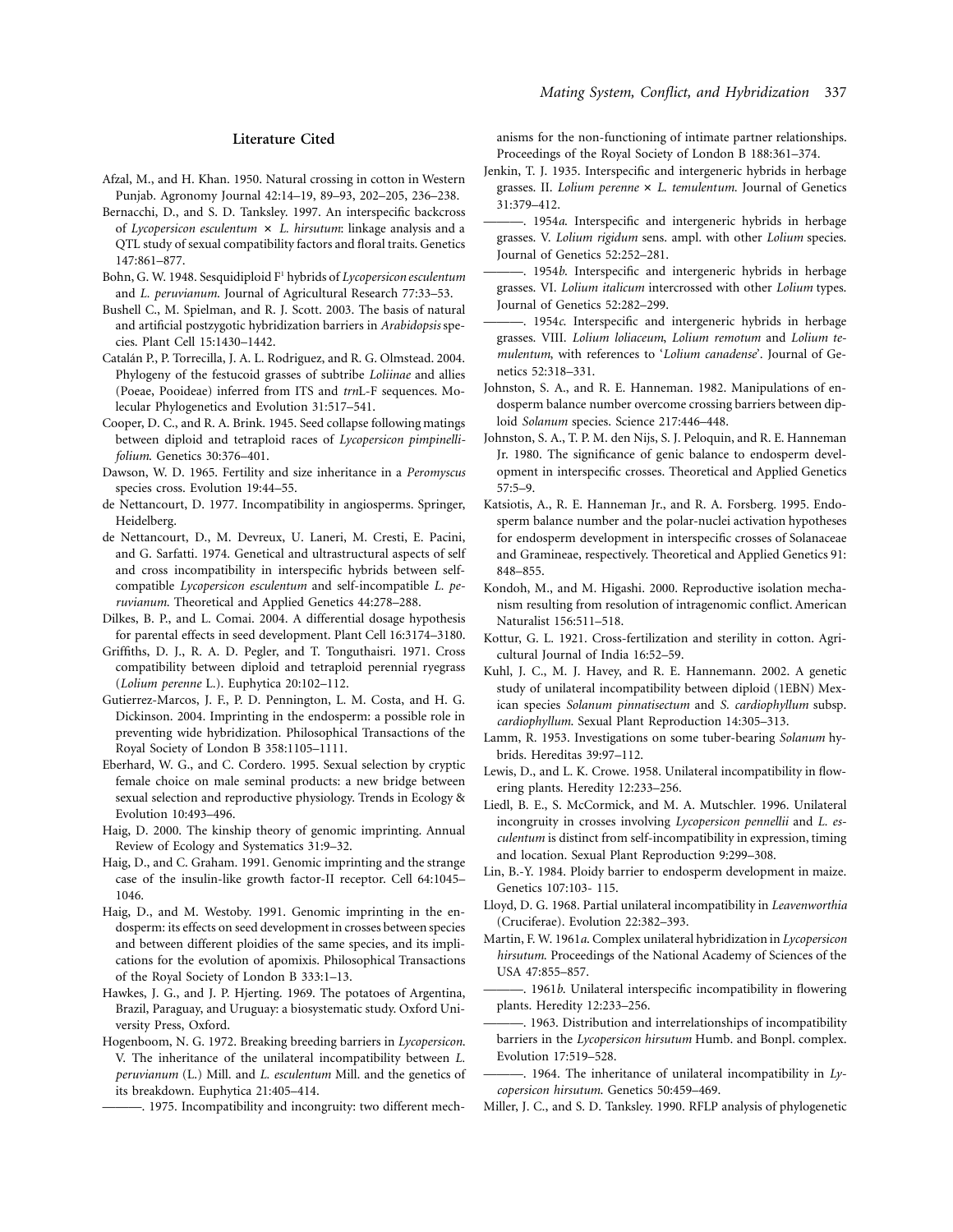## Literature Cited

Afzal, M., and H. Khan. 1950. Natural crossing in cotton in Western Punjab. Agronomy Journal 42:14–19, 89–93, 202–205, 236–238.

Bernacchi, D., and S. D. Tanksley. 1997. An interspecific backcross of *Lycopersicon esculentum* × *L. hirsutum*: linkage analysis and a QTL study of sexual compatibility factors and floral traits. Genetics 147:861–877.

Bohn, G. W. 1948. Sesquidiploid F[1] hybrids of *Lycopersicon esculentum* and *L. peruvianum*. Journal of Agricultural Research 77:33–53.

Bushell C., M. Spielman, and R. J. Scott. 2003. The basis of natural and artificial postzygotic hybridization barriers in *Arabidopsis* species. Plant Cell 15:1430–1442.

Catalán P., P. Torrecilla, J. A. L. Rodriguez, and R. G. Olmstead. 2004. Phylogeny of the festucoid grasses of subtribe *Loliinae* and allies (Poeae, Pooideae) inferred from ITS and *trn*L-F sequences. Molecular Phylogenetics and Evolution 31:517–541.

Cooper, D. C., and R. A. Brink. 1945. Seed collapse following matings between diploid and tetraploid races of *Lycopersicon pimpinellifolium*. Genetics 30:376–401.

Dawson, W. D. 1965. Fertility and size inheritance in a *Peromyscus* species cross. Evolution 19:44–55.

de Nettancourt, D. 1977. Incompatibility in angiosperms. Springer, Heidelberg.

de Nettancourt, D., M. Devreux, U. Laneri, M. Cresti, E. Pacini, and G. Sarfatti. 1974. Genetical and ultrastructural aspects of self and cross incompatibility in interspecific hybrids between self-compatible *Lycopersicon esculentum* and self-incompatible *L. peruvianum*. Theoretical and Applied Genetics 44:278–288.

Dilkes, B. P., and L. Comai. 2004. A differential dosage hypothesis for parental effects in seed development. Plant Cell 16:3174–3180.

Griffiths, D. J., R. A. D. Pegler, and T. Tonguthaisri. 1971. Cross compatibility between diploid and tetraploid perennial ryegrass (*Lolium perenne* L.). Euphytica 20:102–112.

Gutierrez-Marcos, J. F., P. D. Pennington, L. M. Costa, and H. G. Dickinson. 2004. Imprinting in the endosperm: a possible role in preventing wide hybridization. Philosophical Transactions of the Royal Society of London B 358:1105–1111.

Eberhard, W. G., and C. Cordero. 1995. Sexual selection by cryptic female choice on male seminal products: a new bridge between sexual selection and reproductive physiology. Trends in Ecology & Evolution 10:493–496.

Haig, D. 2000. The kinship theory of genomic imprinting. Annual Review of Ecology and Systematics 31:9–32.

Haig, D., and C. Graham. 1991. Genomic imprinting and the strange case of the insulin-like growth factor-II receptor. Cell 64:1045–1046.

Haig, D., and M. Westoby. 1991. Genomic imprinting in the endosperm: its effects on seed development in crosses between species and between different ploidies of the same species, and its implications for the evolution of apomixis. Philosophical Transactions of the Royal Society of London B 333:1–13.

Hawkes, J. G., and J. P. Hjerting. 1969. The potatoes of Argentina, Brazil, Paraguay, and Uruguay: a biosystematic study. Oxford University Press, Oxford.

Hogenboom, N. G. 1972. Breaking breeding barriers in *Lycopersicon*. V. The inheritance of the unilateral incompatibility between *L. peruvianum* (L.) Mill. and *L. esculentum* Mill. and the genetics of its breakdown. Euphytica 21:405–414.

———. 1975. Incompatibility and incongruity: two different mechanisms for the non-functioning of intimate partner relationships. Proceedings of the Royal Society of London B 188:361–374.

Jenkin, T. J. 1935. Interspecific and intergeneric hybrids in herbage grasses. II. *Lolium perenne* × *L. temulentum*. Journal of Genetics 31:379–412.

———. 1954*a*. Interspecific and intergeneric hybrids in herbage grasses. V. *Lolium rigidum* sens. ampl. with other *Lolium* species. Journal of Genetics 52:252–281.

———. 1954*b*. Interspecific and intergeneric hybrids in herbage grasses. VI. *Lolium italicum* intercrossed with other *Lolium* types. Journal of Genetics 52:282–299.

———. 1954*c*. Interspecific and intergeneric hybrids in herbage grasses. VIII. *Lolium loliaceum*, *Lolium remotum* and *Lolium temulentum*, with references to '*Lolium canadense*'. Journal of Genetics 52:318–331.

Johnston, S. A., and R. E. Hanneman. 1982. Manipulations of endosperm balance number overcome crossing barriers between diploid *Solanum* species. Science 217:446–448.

Johnston, S. A., T. P. M. den Nijs, S. J. Peloquin, and R. E. Hanneman Jr. 1980. The significance of genic balance to endosperm development in interspecific crosses. Theoretical and Applied Genetics 57:5–9.

Katsiotis, A., R. E. Hanneman Jr., and R. A. Forsberg. 1995. Endosperm balance number and the polar-nuclei activation hypotheses for endosperm development in interspecific crosses of Solanaceae and Gramineae, respectively. Theoretical and Applied Genetics 91: 848–855.

Kondoh, M., and M. Higashi. 2000. Reproductive isolation mechanism resulting from resolution of intragenomic conflict. American Naturalist 156:511–518.

Kottur, G. L. 1921. Cross-fertilization and sterility in cotton. Agricultural Journal of India 16:52–59.

Kuhl, J. C., M. J. Havey, and R. E. Hannemann. 2002. A genetic study of unilateral incompatibility between diploid (1EBN) Mexican species *Solanum pinnatisectum* and *S. cardiophyllum* subsp. *cardiophyllum*. Sexual Plant Reproduction 14:305–313.

Lamm, R. 1953. Investigations on some tuber-bearing *Solanum* hybrids. Hereditas 39:97–112.

Lewis, D., and L. K. Crowe. 1958. Unilateral incompatibility in flowering plants. Heredity 12:233–256.

Liedl, B. E., S. McCormick, and M. A. Mutschler. 1996. Unilateral incongruity in crosses involving *Lycopersicon pennellii* and *L. esculentum* is distinct from self-incompatibility in expression, timing and location. Sexual Plant Reproduction 9:299–308.

Lin, B.-Y. 1984. Ploidy barrier to endosperm development in maize. Genetics 107:103- 115.

Lloyd, D. G. 1968. Partial unilateral incompatibility in *Leavenworthia* (Cruciferae). Evolution 22:382–393.

Martin, F. W. 1961*a*. Complex unilateral hybridization in *Lycopersicon hirsutum*. Proceedings of the National Academy of Sciences of the USA 47:855–857.

———. 1961*b*. Unilateral interspecific incompatibility in flowering plants. Heredity 12:233–256.

———. 1963. Distribution and interrelationships of incompatibility barriers in the *Lycopersicon hirsutum* Humb. and Bonpl. complex. Evolution 17:519–528.

———. 1964. The inheritance of unilateral incompatibility in *Lycopersicon hirsutum*. Genetics 50:459–469.

Miller, J. C., and S. D. Tanksley. 1990. RFLP analysis of phylogenetic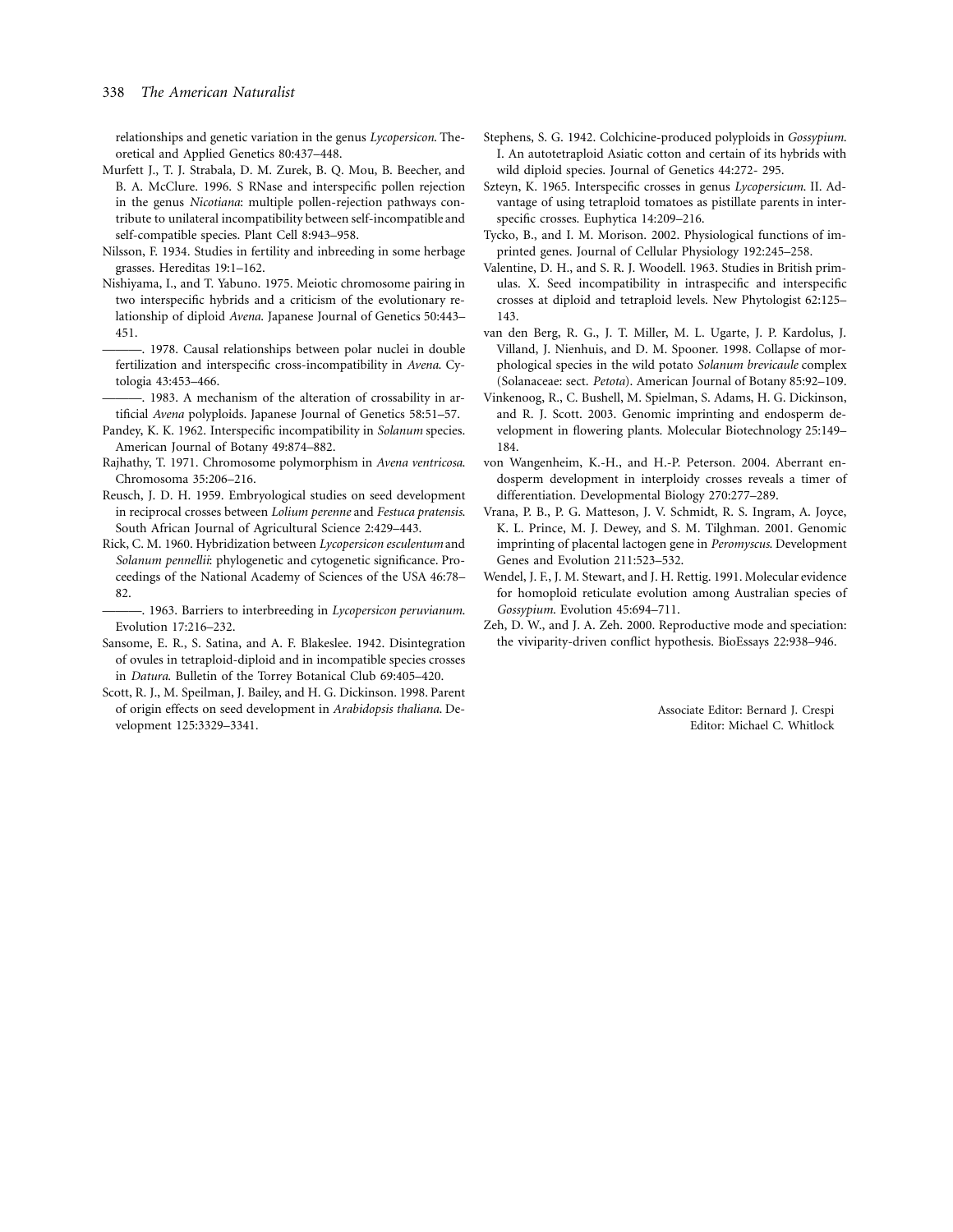relationships and genetic variation in the genus *Lycopersicon*. Theoretical and Applied Genetics 80:437–448.

Murfett J., T. J. Strabala, D. M. Zurek, B. Q. Mou, B. Beecher, and B. A. McClure. 1996. S RNase and interspecific pollen rejection in the genus *Nicotiana*: multiple pollen-rejection pathways contribute to unilateral incompatibility between self-incompatible and self-compatible species. Plant Cell 8:943–958.

Nilsson, F. 1934. Studies in fertility and inbreeding in some herbage grasses. Hereditas 19:1–162.

Nishiyama, I., and T. Yabuno. 1975. Meiotic chromosome pairing in two interspecific hybrids and a criticism of the evolutionary relationship of diploid *Avena*. Japanese Journal of Genetics 50:443–451.

———. 1978. Causal relationships between polar nuclei in double fertilization and interspecific cross-incompatibility in *Avena*. Cytologia 43:453–466.

———. 1983. A mechanism of the alteration of crossability in artificial *Avena* polyploids. Japanese Journal of Genetics 58:51–57.

Pandey, K. K. 1962. Interspecific incompatibility in *Solanum* species. American Journal of Botany 49:874–882.

Rajhathy, T. 1971. Chromosome polymorphism in *Avena ventricosa*. Chromosoma 35:206–216.

Reusch, J. D. H. 1959. Embryological studies on seed development in reciprocal crosses between *Lolium perenne* and *Festuca pratensis*. South African Journal of Agricultural Science 2:429–443.

Rick, C. M. 1960. Hybridization between *Lycopersicon esculentum* and *Solanum pennellii*: phylogenetic and cytogenetic significance. Proceedings of the National Academy of Sciences of the USA 46:78–82.

———. 1963. Barriers to interbreeding in *Lycopersicon peruvianum*. Evolution 17:216–232.

Sansome, E. R., S. Satina, and A. F. Blakeslee. 1942. Disintegration of ovules in tetraploid-diploid and in incompatible species crosses in *Datura*. Bulletin of the Torrey Botanical Club 69:405–420.

Scott, R. J., M. Speilman, J. Bailey, and H. G. Dickinson. 1998. Parent of origin effects on seed development in *Arabidopsis thaliana*. Development 125:3329–3341.

Stephens, S. G. 1942. Colchicine-produced polyploids in *Gossypium*. I. An autotetraploid Asiatic cotton and certain of its hybrids with wild diploid species. Journal of Genetics 44:272- 295.

Szteyn, K. 1965. Interspecific crosses in genus *Lycopersicum*. II. Advantage of using tetraploid tomatoes as pistillate parents in interspecific crosses. Euphytica 14:209–216.

Tycko, B., and I. M. Morison. 2002. Physiological functions of imprinted genes. Journal of Cellular Physiology 192:245–258.

Valentine, D. H., and S. R. J. Woodell. 1963. Studies in British primulas. X. Seed incompatibility in intraspecific and interspecific crosses at diploid and tetraploid levels. New Phytologist 62:125–143.

van den Berg, R. G., J. T. Miller, M. L. Ugarte, J. P. Kardolus, J. Villand, J. Nienhuis, and D. M. Spooner. 1998. Collapse of morphological species in the wild potato *Solanum brevicaule* complex (Solanaceae: sect. *Petota*). American Journal of Botany 85:92–109.

Vinkenoog, R., C. Bushell, M. Spielman, S. Adams, H. G. Dickinson, and R. J. Scott. 2003. Genomic imprinting and endosperm development in flowering plants. Molecular Biotechnology 25:149–184.

von Wangenheim, K.-H., and H.-P. Peterson. 2004. Aberrant endosperm development in interploidy crosses reveals a timer of differentiation. Developmental Biology 270:277–289.

Vrana, P. B., P. G. Matteson, J. V. Schmidt, R. S. Ingram, A. Joyce, K. L. Prince, M. J. Dewey, and S. M. Tilghman. 2001. Genomic imprinting of placental lactogen gene in *Peromyscus*. Development Genes and Evolution 211:523–532.

Wendel, J. F., J. M. Stewart, and J. H. Rettig. 1991. Molecular evidence for homoploid reticulate evolution among Australian species of *Gossypium*. Evolution 45:694–711.

Zeh, D. W., and J. A. Zeh. 2000. Reproductive mode and speciation: the viviparity-driven conflict hypothesis. BioEssays 22:938–946.

Associate Editor: Bernard J. Crespi
Editor: Michael C. Whitlock